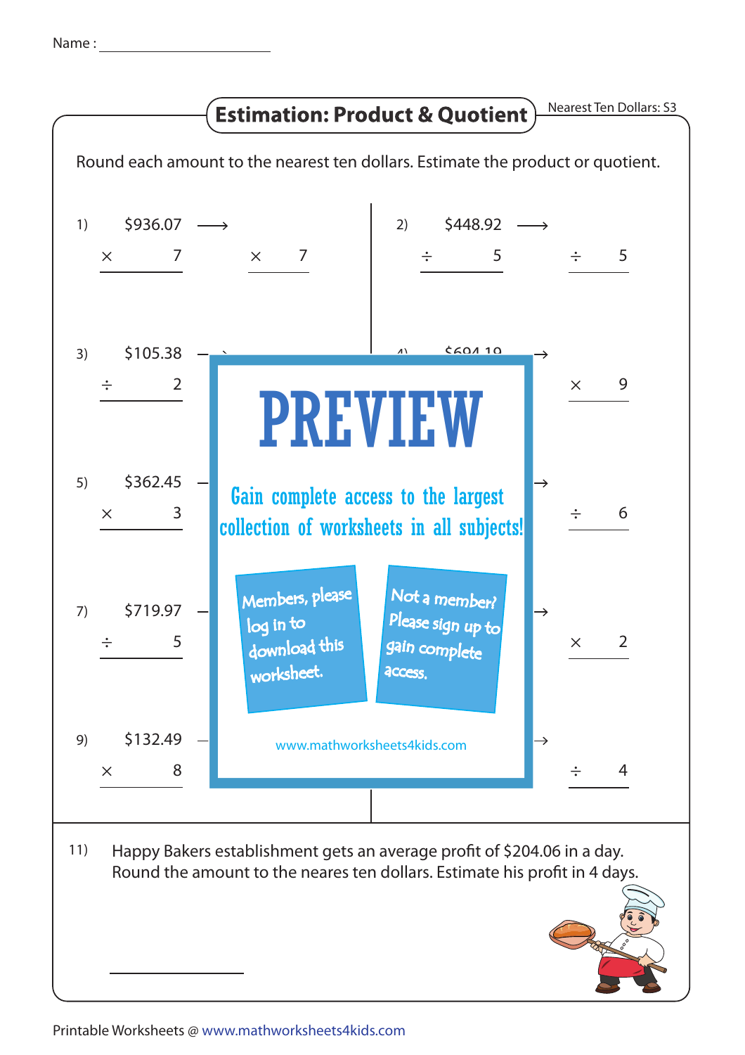Name : ____________________

## Estimation: Product & Quotient

Nearest Ten Dollars: S3

Round each amount to the nearest ten dollars. Estimate the product or quotient.

1) $936.07 ⟶
$\times$ 7 $\qquad$ $\times$ 7

2) $448.92 ⟶
$\div$ 5 $\qquad$ $\div$ 5

3) $105.38 ⟶
$\div$ 2

4) $694.19 ⟶
$\times$ 9

5) $362.45 ⟶
$\times$ 3

6) ⟶
$\div$ 6

7) $719.97 ⟶
$\div$ 5

8) ⟶
$\times$ 2

9) $132.49 ⟶
$\times$ 8

10) ⟶
$\div$ 4

**PREVIEW**

Gain complete access to the largest collection of worksheets in all subjects!

Members, please log in to download this worksheet.

Not a member? Please sign up to gain complete access.

www.mathworksheets4kids.com

11) Happy Bakers establishment gets an average profit of $204.06 in a day. Round the amount to the neares ten dollars. Estimate his profit in 4 days.

____________________

Printable Worksheets @ www.mathworksheets4kids.com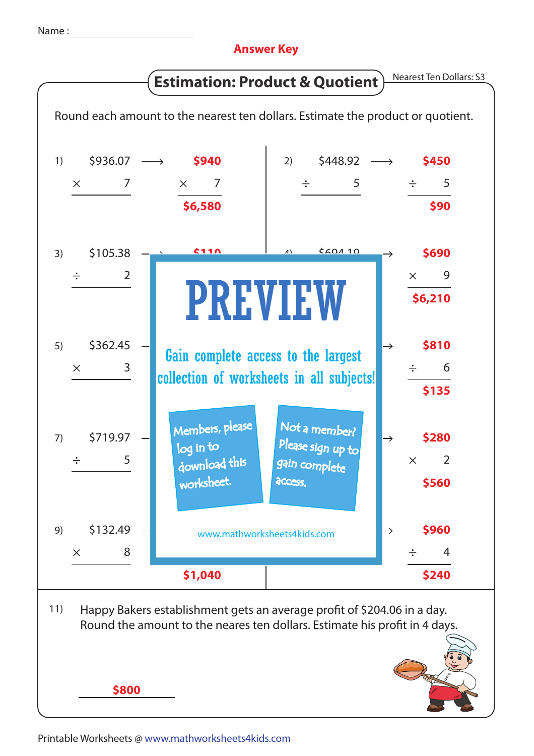Name : ____________________

**Answer Key**

# Estimation: Product & Quotient

Nearest Ten Dollars: S3

Round each amount to the nearest ten dollars. Estimate the product or quotient.

1) $936.07 × 7 ⟶ $940 × 7 = **$6,580**

2) $448.92 ÷ 5 ⟶ $450 ÷ 5 = **$90**

3) $105.38 ÷ 2 ⟶ $110

4) $694.19 ⟶ $690 × 9 = **$6,210**

5) $362.45 × 3

6) ⟶ $810 ÷ 6 = **$135**

7) $719.97 ÷ 5

8) ⟶ $280 × 2 = **$560**

9) $132.49 × 8 ⟶ **$1,040**

10) ⟶ $960 ÷ 4 = **$240**

PREVIEW

Gain complete access to the largest collection of worksheets in all subjects!

Members, please log in to download this worksheet.

Not a member? Please sign up to gain complete access.

www.mathworksheets4kids.com

11) Happy Bakers establishment gets an average profit of $204.06 in a day. Round the amount to the neares ten dollars. Estimate his profit in 4 days.

**$800**

Printable Worksheets @ www.mathworksheets4kids.com